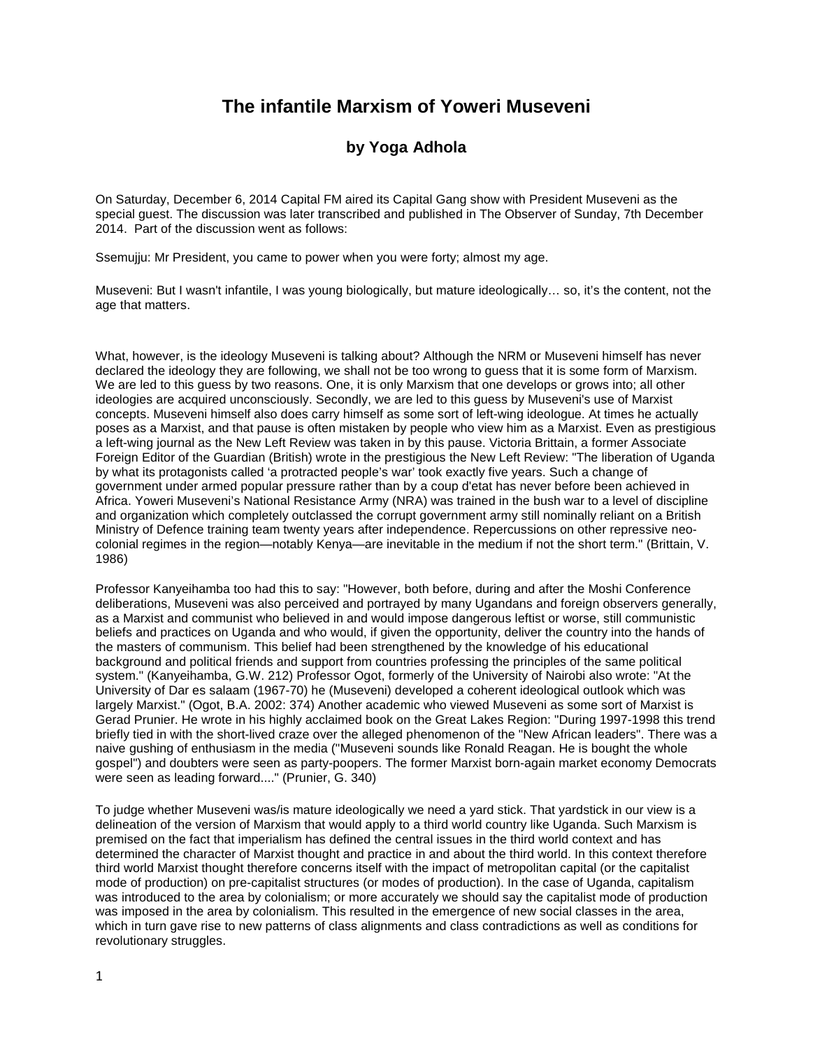# The infantile Marxism of Yoweri Museveni

## by Yoga Adhola

On Saturday, December 6, 2014 Capital FM aired its Capital Gang show with President Museveni as the special guest. The discussion was later transcribed and published in The Observer of Sunday, 7th December 2014. Part of the discussion went as follows:

Ssemujju: Mr President, you came to power when you were forty; almost my age.

Museveni: But I wasn't infantile, I was young biologically, but mature ideologically… so, it's the content, not the age that matters.

What, however, is the ideology Museveni is talking about? Although the NRM or Museveni himself has never declared the ideology they are following, we shall not be too wrong to guess that it is some form of Marxism. We are led to this guess by two reasons. One, it is only Marxism that one develops or grows into; all other ideologies are acquired unconsciously. Secondly, we are led to this guess by Museveni's use of Marxist concepts. Museveni himself also does carry himself as some sort of left-wing ideologue. At times he actually poses as a Marxist, and that pause is often mistaken by people who view him as a Marxist. Even as prestigious a left-wing journal as the New Left Review was taken in by this pause. Victoria Brittain, a former Associate Foreign Editor of the Guardian (British) wrote in the prestigious the New Left Review: "The liberation of Uganda by what its protagonists called 'a protracted people's war' took exactly five years. Such a change of government under armed popular pressure rather than by a coup d'etat has never before been achieved in Africa. Yoweri Museveni's National Resistance Army (NRA) was trained in the bush war to a level of discipline and organization which completely outclassed the corrupt government army still nominally reliant on a British Ministry of Defence training team twenty years after independence. Repercussions on other repressive neo-colonial regimes in the region—notably Kenya—are inevitable in the medium if not the short term." (Brittain, V. 1986)

Professor Kanyeihamba too had this to say: "However, both before, during and after the Moshi Conference deliberations, Museveni was also perceived and portrayed by many Ugandans and foreign observers generally, as a Marxist and communist who believed in and would impose dangerous leftist or worse, still communistic beliefs and practices on Uganda and who would, if given the opportunity, deliver the country into the hands of the masters of communism. This belief had been strengthened by the knowledge of his educational background and political friends and support from countries professing the principles of the same political system." (Kanyeihamba, G.W. 212) Professor Ogot, formerly of the University of Nairobi also wrote: "At the University of Dar es salaam (1967-70) he (Museveni) developed a coherent ideological outlook which was largely Marxist." (Ogot, B.A. 2002: 374) Another academic who viewed Museveni as some sort of Marxist is Gerad Prunier. He wrote in his highly acclaimed book on the Great Lakes Region: "During 1997-1998 this trend briefly tied in with the short-lived craze over the alleged phenomenon of the "New African leaders". There was a naive gushing of enthusiasm in the media ("Museveni sounds like Ronald Reagan. He is bought the whole gospel") and doubters were seen as party-poopers. The former Marxist born-again market economy Democrats were seen as leading forward...." (Prunier, G. 340)

To judge whether Museveni was/is mature ideologically we need a yard stick. That yardstick in our view is a delineation of the version of Marxism that would apply to a third world country like Uganda. Such Marxism is premised on the fact that imperialism has defined the central issues in the third world context and has determined the character of Marxist thought and practice in and about the third world. In this context therefore third world Marxist thought therefore concerns itself with the impact of metropolitan capital (or the capitalist mode of production) on pre-capitalist structures (or modes of production). In the case of Uganda, capitalism was introduced to the area by colonialism; or more accurately we should say the capitalist mode of production was imposed in the area by colonialism. This resulted in the emergence of new social classes in the area, which in turn gave rise to new patterns of class alignments and class contradictions as well as conditions for revolutionary struggles.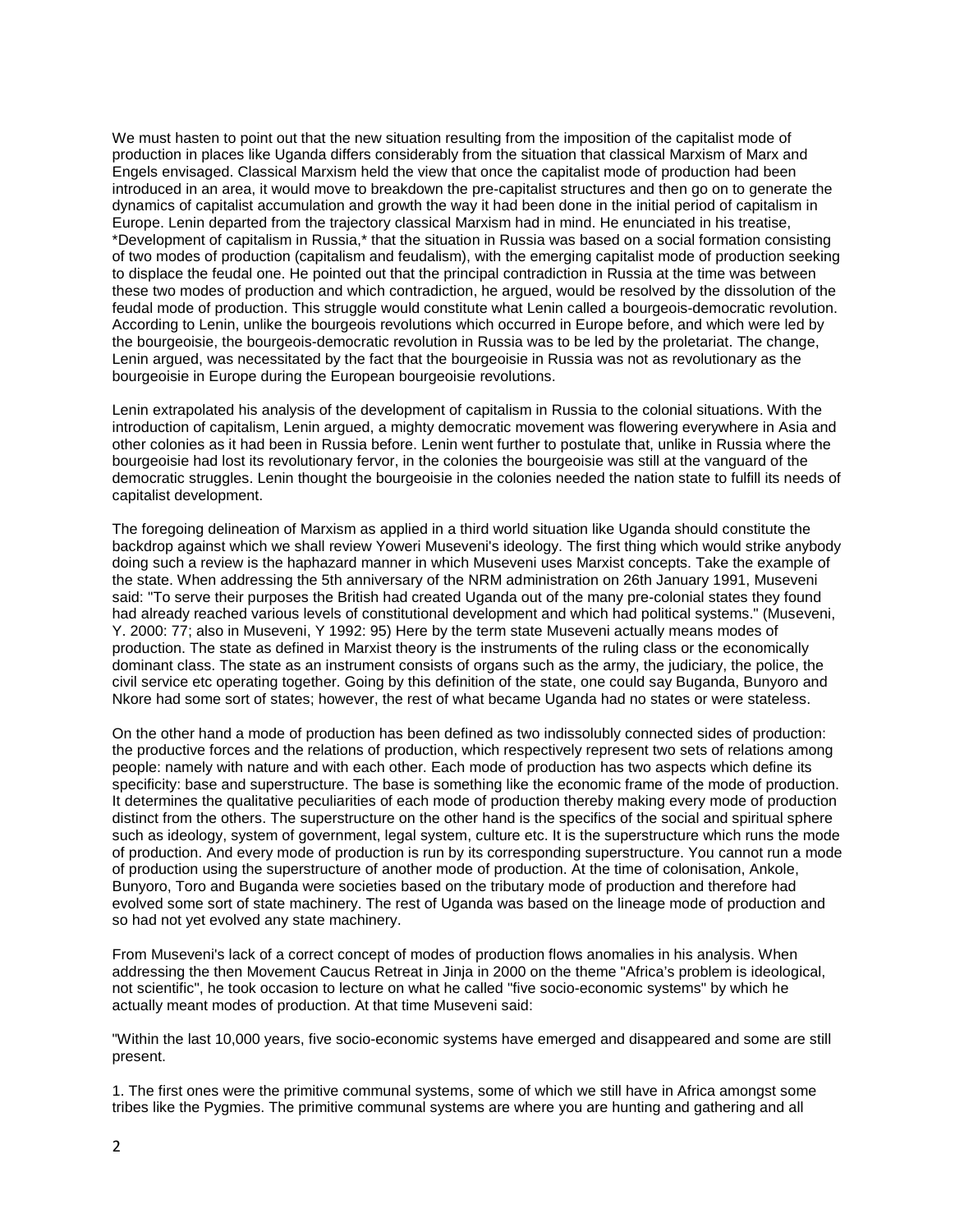We must hasten to point out that the new situation resulting from the imposition of the capitalist mode of production in places like Uganda differs considerably from the situation that classical Marxism of Marx and Engels envisaged. Classical Marxism held the view that once the capitalist mode of production had been introduced in an area, it would move to breakdown the pre-capitalist structures and then go on to generate the dynamics of capitalist accumulation and growth the way it had been done in the initial period of capitalism in Europe. Lenin departed from the trajectory classical Marxism had in mind. He enunciated in his treatise, *Development of capitalism in Russia,* that the situation in Russia was based on a social formation consisting of two modes of production (capitalism and feudalism), with the emerging capitalist mode of production seeking to displace the feudal one. He pointed out that the principal contradiction in Russia at the time was between these two modes of production and which contradiction, he argued, would be resolved by the dissolution of the feudal mode of production. This struggle would constitute what Lenin called a bourgeois-democratic revolution. According to Lenin, unlike the bourgeois revolutions which occurred in Europe before, and which were led by the bourgeoisie, the bourgeois-democratic revolution in Russia was to be led by the proletariat. The change, Lenin argued, was necessitated by the fact that the bourgeoisie in Russia was not as revolutionary as the bourgeoisie in Europe during the European bourgeoisie revolutions.

Lenin extrapolated his analysis of the development of capitalism in Russia to the colonial situations. With the introduction of capitalism, Lenin argued, a mighty democratic movement was flowering everywhere in Asia and other colonies as it had been in Russia before. Lenin went further to postulate that, unlike in Russia where the bourgeoisie had lost its revolutionary fervor, in the colonies the bourgeoisie was still at the vanguard of the democratic struggles. Lenin thought the bourgeoisie in the colonies needed the nation state to fulfill its needs of capitalist development.

The foregoing delineation of Marxism as applied in a third world situation like Uganda should constitute the backdrop against which we shall review Yoweri Museveni's ideology. The first thing which would strike anybody doing such a review is the haphazard manner in which Museveni uses Marxist concepts. Take the example of the state. When addressing the 5th anniversary of the NRM administration on 26th January 1991, Museveni said: "To serve their purposes the British had created Uganda out of the many pre-colonial states they found had already reached various levels of constitutional development and which had political systems." (Museveni, Y. 2000: 77; also in Museveni, Y 1992: 95) Here by the term state Museveni actually means modes of production. The state as defined in Marxist theory is the instruments of the ruling class or the economically dominant class. The state as an instrument consists of organs such as the army, the judiciary, the police, the civil service etc operating together. Going by this definition of the state, one could say Buganda, Bunyoro and Nkore had some sort of states; however, the rest of what became Uganda had no states or were stateless.

On the other hand a mode of production has been defined as two indissolubly connected sides of production: the productive forces and the relations of production, which respectively represent two sets of relations among people: namely with nature and with each other. Each mode of production has two aspects which define its specificity: base and superstructure. The base is something like the economic frame of the mode of production. It determines the qualitative peculiarities of each mode of production thereby making every mode of production distinct from the others. The superstructure on the other hand is the specifics of the social and spiritual sphere such as ideology, system of government, legal system, culture etc. It is the superstructure which runs the mode of production. And every mode of production is run by its corresponding superstructure. You cannot run a mode of production using the superstructure of another mode of production. At the time of colonisation, Ankole, Bunyoro, Toro and Buganda were societies based on the tributary mode of production and therefore had evolved some sort of state machinery. The rest of Uganda was based on the lineage mode of production and so had not yet evolved any state machinery.

From Museveni's lack of a correct concept of modes of production flows anomalies in his analysis. When addressing the then Movement Caucus Retreat in Jinja in 2000 on the theme "Africa's problem is ideological, not scientific", he took occasion to lecture on what he called "five socio-economic systems" by which he actually meant modes of production. At that time Museveni said:

"Within the last 10,000 years, five socio-economic systems have emerged and disappeared and some are still present.

1. The first ones were the primitive communal systems, some of which we still have in Africa amongst some tribes like the Pygmies. The primitive communal systems are where you are hunting and gathering and all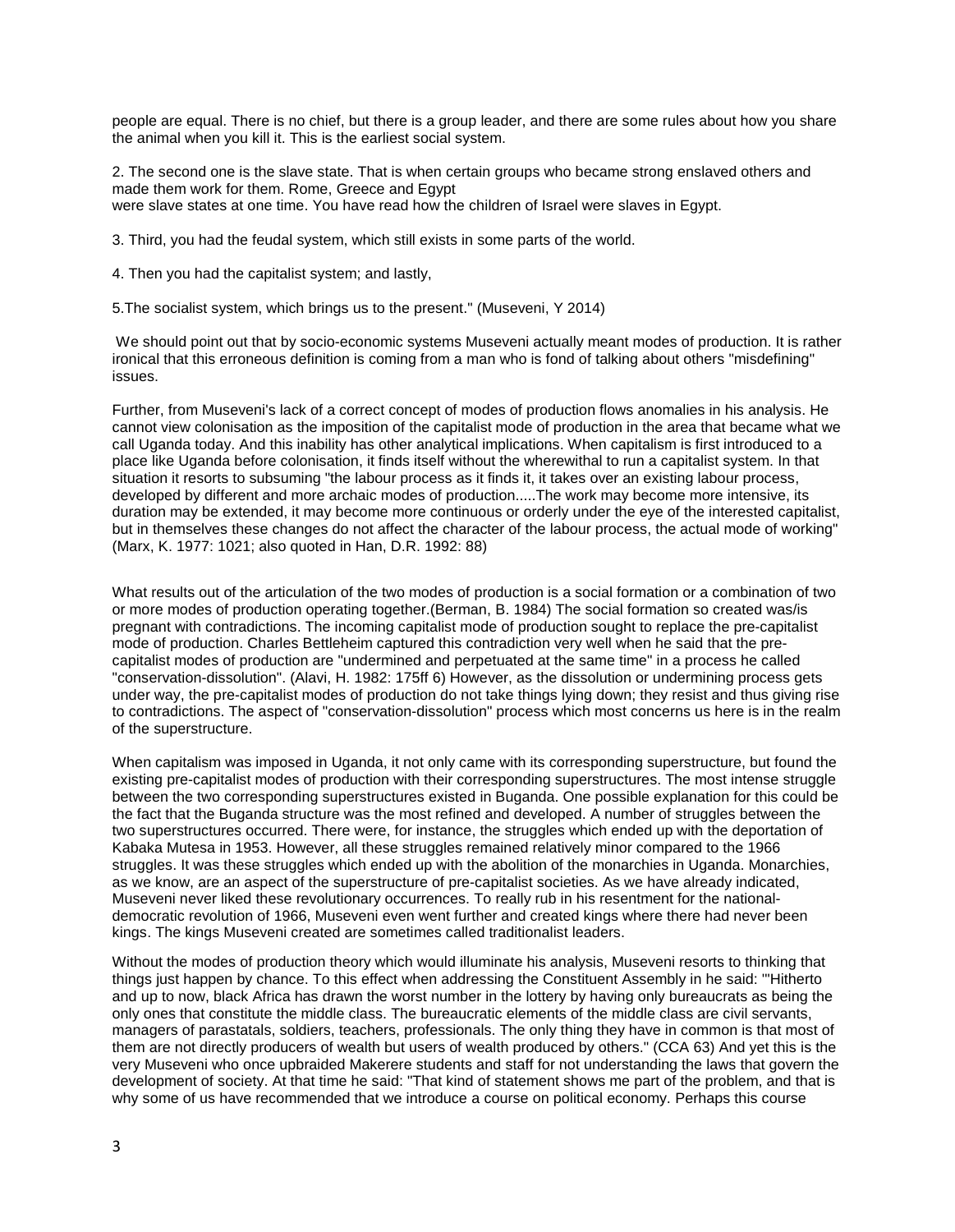people are equal. There is no chief, but there is a group leader, and there are some rules about how you share the animal when you kill it. This is the earliest social system.

2. The second one is the slave state. That is when certain groups who became strong enslaved others and made them work for them. Rome, Greece and Egypt
were slave states at one time. You have read how the children of Israel were slaves in Egypt.

3. Third, you had the feudal system, which still exists in some parts of the world.

4. Then you had the capitalist system; and lastly,

5.The socialist system, which brings us to the present." (Museveni, Y 2014)

We should point out that by socio-economic systems Museveni actually meant modes of production. It is rather ironical that this erroneous definition is coming from a man who is fond of talking about others "misdefining" issues.

Further, from Museveni's lack of a correct concept of modes of production flows anomalies in his analysis. He cannot view colonisation as the imposition of the capitalist mode of production in the area that became what we call Uganda today. And this inability has other analytical implications. When capitalism is first introduced to a place like Uganda before colonisation, it finds itself without the wherewithal to run a capitalist system. In that situation it resorts to subsuming "the labour process as it finds it, it takes over an existing labour process, developed by different and more archaic modes of production.....The work may become more intensive, its duration may be extended, it may become more continuous or orderly under the eye of the interested capitalist, but in themselves these changes do not affect the character of the labour process, the actual mode of working" (Marx, K. 1977: 1021; also quoted in Han, D.R. 1992: 88)

What results out of the articulation of the two modes of production is a social formation or a combination of two or more modes of production operating together.(Berman, B. 1984) The social formation so created was/is pregnant with contradictions. The incoming capitalist mode of production sought to replace the pre-capitalist mode of production. Charles Bettleheim captured this contradiction very well when he said that the pre-capitalist modes of production are "undermined and perpetuated at the same time" in a process he called "conservation-dissolution". (Alavi, H. 1982: 175ff 6) However, as the dissolution or undermining process gets under way, the pre-capitalist modes of production do not take things lying down; they resist and thus giving rise to contradictions. The aspect of "conservation-dissolution" process which most concerns us here is in the realm of the superstructure.

When capitalism was imposed in Uganda, it not only came with its corresponding superstructure, but found the existing pre-capitalist modes of production with their corresponding superstructures. The most intense struggle between the two corresponding superstructures existed in Buganda. One possible explanation for this could be the fact that the Buganda structure was the most refined and developed. A number of struggles between the two superstructures occurred. There were, for instance, the struggles which ended up with the deportation of Kabaka Mutesa in 1953. However, all these struggles remained relatively minor compared to the 1966 struggles. It was these struggles which ended up with the abolition of the monarchies in Uganda. Monarchies, as we know, are an aspect of the superstructure of pre-capitalist societies. As we have already indicated, Museveni never liked these revolutionary occurrences. To really rub in his resentment for the national-democratic revolution of 1966, Museveni even went further and created kings where there had never been kings. The kings Museveni created are sometimes called traditionalist leaders.

Without the modes of production theory which would illuminate his analysis, Museveni resorts to thinking that things just happen by chance. To this effect when addressing the Constituent Assembly in he said: '"Hitherto and up to now, black Africa has drawn the worst number in the lottery by having only bureaucrats as being the only ones that constitute the middle class. The bureaucratic elements of the middle class are civil servants, managers of parastatals, soldiers, teachers, professionals. The only thing they have in common is that most of them are not directly producers of wealth but users of wealth produced by others." (CCA 63) And yet this is the very Museveni who once upbraided Makerere students and staff for not understanding the laws that govern the development of society. At that time he said: "That kind of statement shows me part of the problem, and that is why some of us have recommended that we introduce a course on political economy. Perhaps this course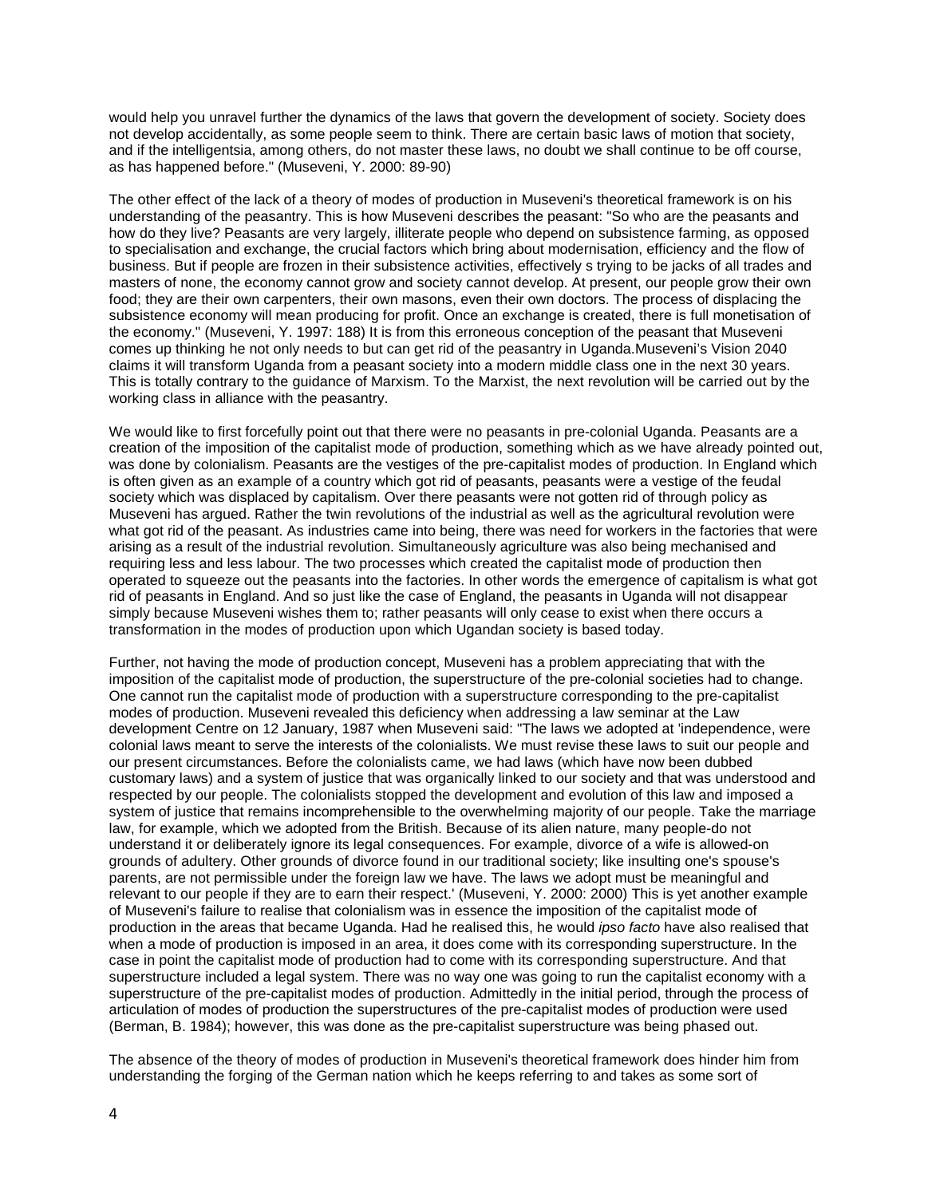would help you unravel further the dynamics of the laws that govern the development of society. Society does not develop accidentally, as some people seem to think. There are certain basic laws of motion that society, and if the intelligentsia, among others, do not master these laws, no doubt we shall continue to be off course, as has happened before." (Museveni, Y. 2000: 89-90)

The other effect of the lack of a theory of modes of production in Museveni's theoretical framework is on his understanding of the peasantry. This is how Museveni describes the peasant: "So who are the peasants and how do they live? Peasants are very largely, illiterate people who depend on subsistence farming, as opposed to specialisation and exchange, the crucial factors which bring about modernisation, efficiency and the flow of business. But if people are frozen in their subsistence activities, effectively s trying to be jacks of all trades and masters of none, the economy cannot grow and society cannot develop. At present, our people grow their own food; they are their own carpenters, their own masons, even their own doctors. The process of displacing the subsistence economy will mean producing for profit. Once an exchange is created, there is full monetisation of the economy." (Museveni, Y. 1997: 188) It is from this erroneous conception of the peasant that Museveni comes up thinking he not only needs to but can get rid of the peasantry in Uganda.Museveni's Vision 2040 claims it will transform Uganda from a peasant society into a modern middle class one in the next 30 years. This is totally contrary to the guidance of Marxism. To the Marxist, the next revolution will be carried out by the working class in alliance with the peasantry.

We would like to first forcefully point out that there were no peasants in pre-colonial Uganda. Peasants are a creation of the imposition of the capitalist mode of production, something which as we have already pointed out, was done by colonialism. Peasants are the vestiges of the pre-capitalist modes of production. In England which is often given as an example of a country which got rid of peasants, peasants were a vestige of the feudal society which was displaced by capitalism. Over there peasants were not gotten rid of through policy as Museveni has argued. Rather the twin revolutions of the industrial as well as the agricultural revolution were what got rid of the peasant. As industries came into being, there was need for workers in the factories that were arising as a result of the industrial revolution. Simultaneously agriculture was also being mechanised and requiring less and less labour. The two processes which created the capitalist mode of production then operated to squeeze out the peasants into the factories. In other words the emergence of capitalism is what got rid of peasants in England. And so just like the case of England, the peasants in Uganda will not disappear simply because Museveni wishes them to; rather peasants will only cease to exist when there occurs a transformation in the modes of production upon which Ugandan society is based today.

Further, not having the mode of production concept, Museveni has a problem appreciating that with the imposition of the capitalist mode of production, the superstructure of the pre-colonial societies had to change. One cannot run the capitalist mode of production with a superstructure corresponding to the pre-capitalist modes of production. Museveni revealed this deficiency when addressing a law seminar at the Law development Centre on 12 January, 1987 when Museveni said: "The laws we adopted at 'independence, were colonial laws meant to serve the interests of the colonialists. We must revise these laws to suit our people and our present circumstances. Before the colonialists came, we had laws (which have now been dubbed customary laws) and a system of justice that was organically linked to our society and that was understood and respected by our people. The colonialists stopped the development and evolution of this law and imposed a system of justice that remains incomprehensible to the overwhelming majority of our people. Take the marriage law, for example, which we adopted from the British. Because of its alien nature, many people-do not understand it or deliberately ignore its legal consequences. For example, divorce of a wife is allowed-on grounds of adultery. Other grounds of divorce found in our traditional society; like insulting one's spouse's parents, are not permissible under the foreign law we have. The laws we adopt must be meaningful and relevant to our people if they are to earn their respect.' (Museveni, Y. 2000: 2000) This is yet another example of Museveni's failure to realise that colonialism was in essence the imposition of the capitalist mode of production in the areas that became Uganda. Had he realised this, he would *ipso facto* have also realised that when a mode of production is imposed in an area, it does come with its corresponding superstructure. In the case in point the capitalist mode of production had to come with its corresponding superstructure. And that superstructure included a legal system. There was no way one was going to run the capitalist economy with a superstructure of the pre-capitalist modes of production. Admittedly in the initial period, through the process of articulation of modes of production the superstructures of the pre-capitalist modes of production were used (Berman, B. 1984); however, this was done as the pre-capitalist superstructure was being phased out.

The absence of the theory of modes of production in Museveni's theoretical framework does hinder him from understanding the forging of the German nation which he keeps referring to and takes as some sort of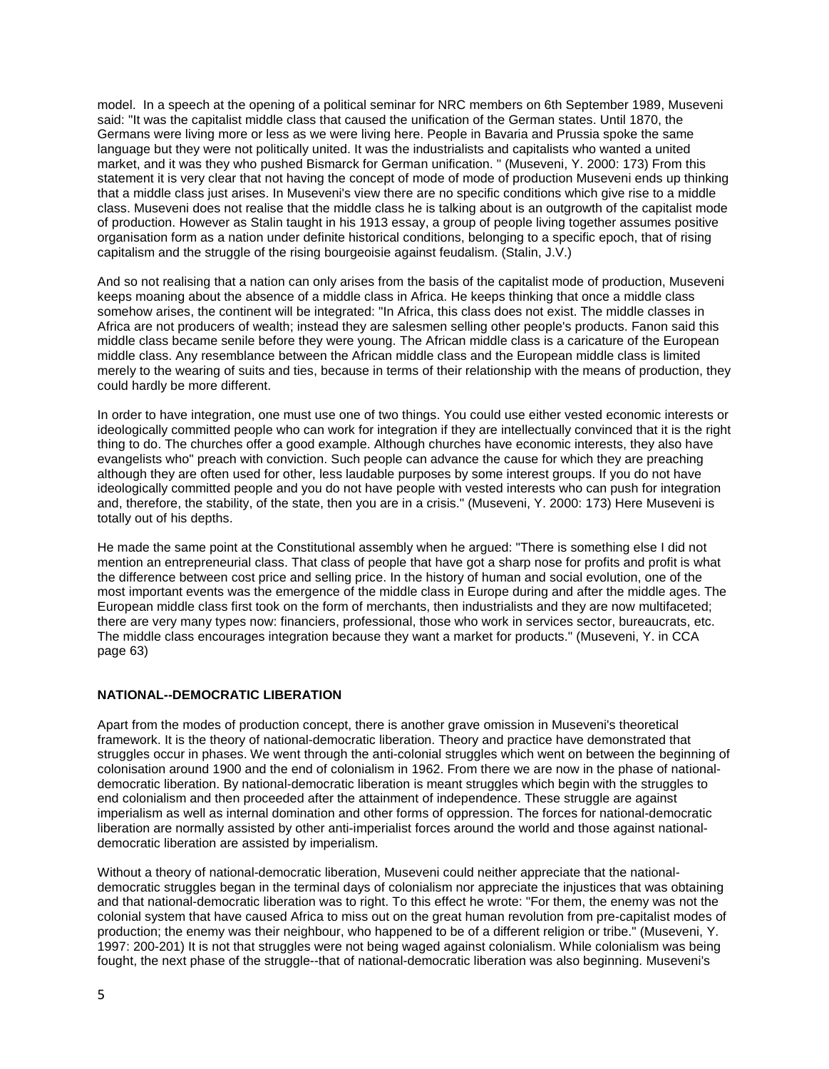model. In a speech at the opening of a political seminar for NRC members on 6th September 1989, Museveni said: "It was the capitalist middle class that caused the unification of the German states. Until 1870, the Germans were living more or less as we were living here. People in Bavaria and Prussia spoke the same language but they were not politically united. It was the industrialists and capitalists who wanted a united market, and it was they who pushed Bismarck for German unification. " (Museveni, Y. 2000: 173) From this statement it is very clear that not having the concept of mode of mode of production Museveni ends up thinking that a middle class just arises. In Museveni's view there are no specific conditions which give rise to a middle class. Museveni does not realise that the middle class he is talking about is an outgrowth of the capitalist mode of production. However as Stalin taught in his 1913 essay, a group of people living together assumes positive organisation form as a nation under definite historical conditions, belonging to a specific epoch, that of rising capitalism and the struggle of the rising bourgeoisie against feudalism. (Stalin, J.V.)

And so not realising that a nation can only arises from the basis of the capitalist mode of production, Museveni keeps moaning about the absence of a middle class in Africa. He keeps thinking that once a middle class somehow arises, the continent will be integrated: "In Africa, this class does not exist. The middle classes in Africa are not producers of wealth; instead they are salesmen selling other people's products. Fanon said this middle class became senile before they were young. The African middle class is a caricature of the European middle class. Any resemblance between the African middle class and the European middle class is limited merely to the wearing of suits and ties, because in terms of their relationship with the means of production, they could hardly be more different.

In order to have integration, one must use one of two things. You could use either vested economic interests or ideologically committed people who can work for integration if they are intellectually convinced that it is the right thing to do. The churches offer a good example. Although churches have economic interests, they also have evangelists who" preach with conviction. Such people can advance the cause for which they are preaching although they are often used for other, less laudable purposes by some interest groups. If you do not have ideologically committed people and you do not have people with vested interests who can push for integration and, therefore, the stability, of the state, then you are in a crisis." (Museveni, Y. 2000: 173) Here Museveni is totally out of his depths.

He made the same point at the Constitutional assembly when he argued: "There is something else I did not mention an entrepreneurial class. That class of people that have got a sharp nose for profits and profit is what the difference between cost price and selling price. In the history of human and social evolution, one of the most important events was the emergence of the middle class in Europe during and after the middle ages. The European middle class first took on the form of merchants, then industrialists and they are now multifaceted; there are very many types now: financiers, professional, those who work in services sector, bureaucrats, etc. The middle class encourages integration because they want a market for products." (Museveni, Y. in CCA page 63)

**NATIONAL--DEMOCRATIC LIBERATION**

Apart from the modes of production concept, there is another grave omission in Museveni's theoretical framework. It is the theory of national-democratic liberation. Theory and practice have demonstrated that struggles occur in phases. We went through the anti-colonial struggles which went on between the beginning of colonisation around 1900 and the end of colonialism in 1962. From there we are now in the phase of national-democratic liberation. By national-democratic liberation is meant struggles which begin with the struggles to end colonialism and then proceeded after the attainment of independence. These struggle are against imperialism as well as internal domination and other forms of oppression. The forces for national-democratic liberation are normally assisted by other anti-imperialist forces around the world and those against national-democratic liberation are assisted by imperialism.

Without a theory of national-democratic liberation, Museveni could neither appreciate that the national-democratic struggles began in the terminal days of colonialism nor appreciate the injustices that was obtaining and that national-democratic liberation was to right. To this effect he wrote: "For them, the enemy was not the colonial system that have caused Africa to miss out on the great human revolution from pre-capitalist modes of production; the enemy was their neighbour, who happened to be of a different religion or tribe." (Museveni, Y. 1997: 200-201) It is not that struggles were not being waged against colonialism. While colonialism was being fought, the next phase of the struggle--that of national-democratic liberation was also beginning. Museveni's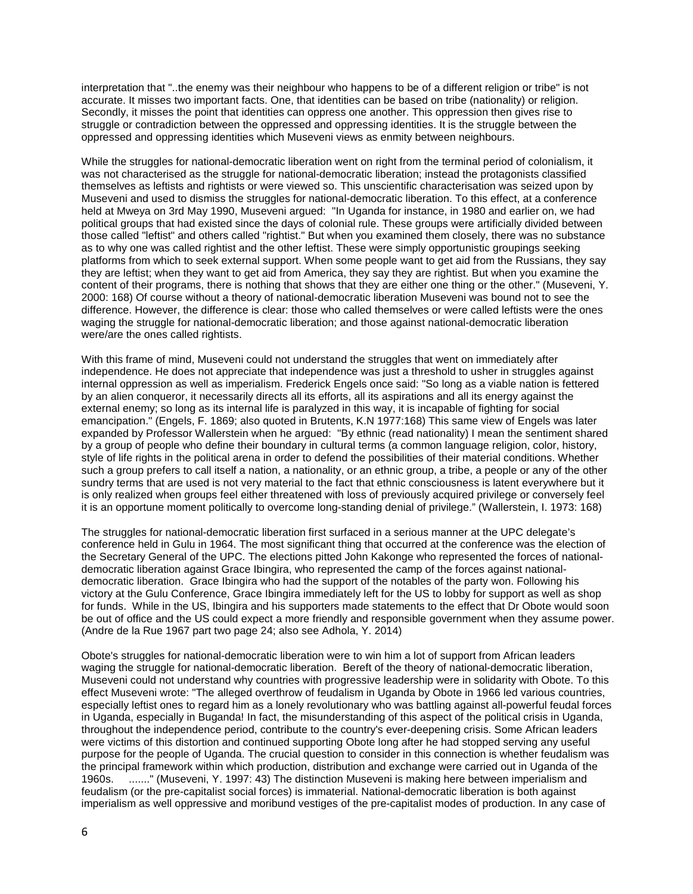interpretation that "..the enemy was their neighbour who happens to be of a different religion or tribe" is not accurate. It misses two important facts. One, that identities can be based on tribe (nationality) or religion. Secondly, it misses the point that identities can oppress one another. This oppression then gives rise to struggle or contradiction between the oppressed and oppressing identities. It is the struggle between the oppressed and oppressing identities which Museveni views as enmity between neighbours.

While the struggles for national-democratic liberation went on right from the terminal period of colonialism, it was not characterised as the struggle for national-democratic liberation; instead the protagonists classified themselves as leftists and rightists or were viewed so. This unscientific characterisation was seized upon by Museveni and used to dismiss the struggles for national-democratic liberation. To this effect, at a conference held at Mweya on 3rd May 1990, Museveni argued: "In Uganda for instance, in 1980 and earlier on, we had political groups that had existed since the days of colonial rule. These groups were artificially divided between those called "leftist" and others called "rightist." But when you examined them closely, there was no substance as to why one was called rightist and the other leftist. These were simply opportunistic groupings seeking platforms from which to seek external support. When some people want to get aid from the Russians, they say they are leftist; when they want to get aid from America, they say they are rightist. But when you examine the content of their programs, there is nothing that shows that they are either one thing or the other." (Museveni, Y. 2000: 168) Of course without a theory of national-democratic liberation Museveni was bound not to see the difference. However, the difference is clear: those who called themselves or were called leftists were the ones waging the struggle for national-democratic liberation; and those against national-democratic liberation were/are the ones called rightists.

With this frame of mind, Museveni could not understand the struggles that went on immediately after independence. He does not appreciate that independence was just a threshold to usher in struggles against internal oppression as well as imperialism. Frederick Engels once said: "So long as a viable nation is fettered by an alien conqueror, it necessarily directs all its efforts, all its aspirations and all its energy against the external enemy; so long as its internal life is paralyzed in this way, it is incapable of fighting for social emancipation." (Engels, F. 1869; also quoted in Brutents, K.N 1977:168) This same view of Engels was later expanded by Professor Wallerstein when he argued: "By ethnic (read nationality) I mean the sentiment shared by a group of people who define their boundary in cultural terms (a common language religion, color, history, style of life rights in the political arena in order to defend the possibilities of their material conditions. Whether such a group prefers to call itself a nation, a nationality, or an ethnic group, a tribe, a people or any of the other sundry terms that are used is not very material to the fact that ethnic consciousness is latent everywhere but it is only realized when groups feel either threatened with loss of previously acquired privilege or conversely feel it is an opportune moment politically to overcome long-standing denial of privilege." (Wallerstein, I. 1973: 168)

The struggles for national-democratic liberation first surfaced in a serious manner at the UPC delegate's conference held in Gulu in 1964. The most significant thing that occurred at the conference was the election of the Secretary General of the UPC. The elections pitted John Kakonge who represented the forces of national-democratic liberation against Grace Ibingira, who represented the camp of the forces against national-democratic liberation. Grace Ibingira who had the support of the notables of the party won. Following his victory at the Gulu Conference, Grace Ibingira immediately left for the US to lobby for support as well as shop for funds. While in the US, Ibingira and his supporters made statements to the effect that Dr Obote would soon be out of office and the US could expect a more friendly and responsible government when they assume power. (Andre de la Rue 1967 part two page 24; also see Adhola, Y. 2014)

Obote's struggles for national-democratic liberation were to win him a lot of support from African leaders waging the struggle for national-democratic liberation. Bereft of the theory of national-democratic liberation, Museveni could not understand why countries with progressive leadership were in solidarity with Obote. To this effect Museveni wrote: "The alleged overthrow of feudalism in Uganda by Obote in 1966 led various countries, especially leftist ones to regard him as a lonely revolutionary who was battling against all-powerful feudal forces in Uganda, especially in Buganda! In fact, the misunderstanding of this aspect of the political crisis in Uganda, throughout the independence period, contribute to the country's ever-deepening crisis. Some African leaders were victims of this distortion and continued supporting Obote long after he had stopped serving any useful purpose for the people of Uganda. The crucial question to consider in this connection is whether feudalism was the principal framework within which production, distribution and exchange were carried out in Uganda of the 1960s. ......." (Museveni, Y. 1997: 43) The distinction Museveni is making here between imperialism and feudalism (or the pre-capitalist social forces) is immaterial. National-democratic liberation is both against imperialism as well oppressive and moribund vestiges of the pre-capitalist modes of production. In any case of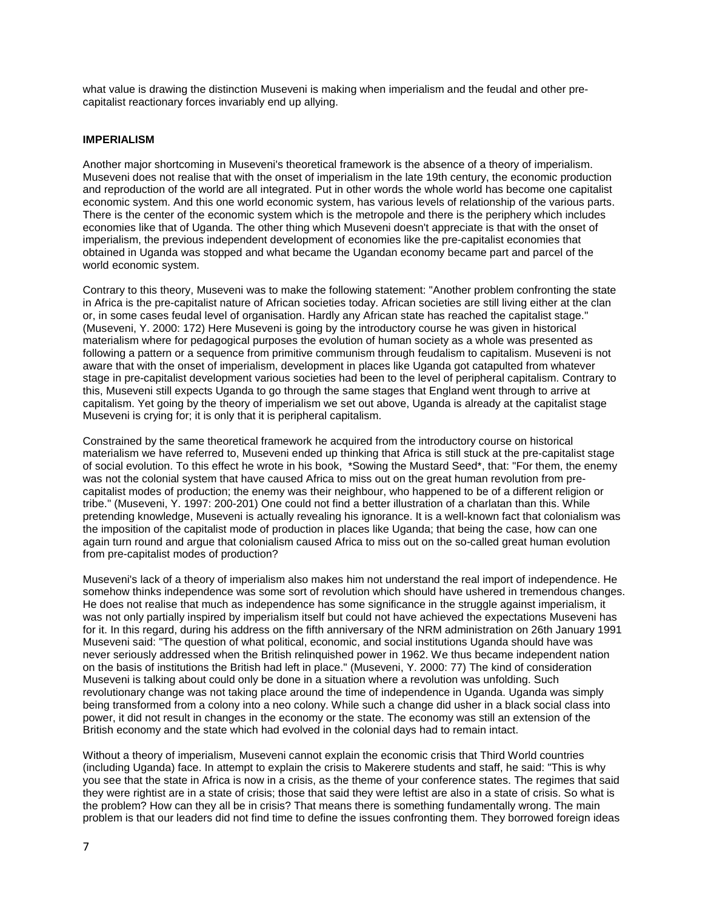what value is drawing the distinction Museveni is making when imperialism and the feudal and other pre-capitalist reactionary forces invariably end up allying.

**IMPERIALISM**

Another major shortcoming in Museveni's theoretical framework is the absence of a theory of imperialism. Museveni does not realise that with the onset of imperialism in the late 19th century, the economic production and reproduction of the world are all integrated. Put in other words the whole world has become one capitalist economic system. And this one world economic system, has various levels of relationship of the various parts. There is the center of the economic system which is the metropole and there is the periphery which includes economies like that of Uganda. The other thing which Museveni doesn't appreciate is that with the onset of imperialism, the previous independent development of economies like the pre-capitalist economies that obtained in Uganda was stopped and what became the Ugandan economy became part and parcel of the world economic system.

Contrary to this theory, Museveni was to make the following statement: "Another problem confronting the state in Africa is the pre-capitalist nature of African societies today. African societies are still living either at the clan or, in some cases feudal level of organisation. Hardly any African state has reached the capitalist stage." (Museveni, Y. 2000: 172) Here Museveni is going by the introductory course he was given in historical materialism where for pedagogical purposes the evolution of human society as a whole was presented as following a pattern or a sequence from primitive communism through feudalism to capitalism. Museveni is not aware that with the onset of imperialism, development in places like Uganda got catapulted from whatever stage in pre-capitalist development various societies had been to the level of peripheral capitalism. Contrary to this, Museveni still expects Uganda to go through the same stages that England went through to arrive at capitalism. Yet going by the theory of imperialism we set out above, Uganda is already at the capitalist stage Museveni is crying for; it is only that it is peripheral capitalism.

Constrained by the same theoretical framework he acquired from the introductory course on historical materialism we have referred to, Museveni ended up thinking that Africa is still stuck at the pre-capitalist stage of social evolution. To this effect he wrote in his book, *Sowing the Mustard Seed*, that: "For them, the enemy was not the colonial system that have caused Africa to miss out on the great human revolution from pre-capitalist modes of production; the enemy was their neighbour, who happened to be of a different religion or tribe." (Museveni, Y. 1997: 200-201) One could not find a better illustration of a charlatan than this. While pretending knowledge, Museveni is actually revealing his ignorance. It is a well-known fact that colonialism was the imposition of the capitalist mode of production in places like Uganda; that being the case, how can one again turn round and argue that colonialism caused Africa to miss out on the so-called great human evolution from pre-capitalist modes of production?

Museveni's lack of a theory of imperialism also makes him not understand the real import of independence. He somehow thinks independence was some sort of revolution which should have ushered in tremendous changes. He does not realise that much as independence has some significance in the struggle against imperialism, it was not only partially inspired by imperialism itself but could not have achieved the expectations Museveni has for it. In this regard, during his address on the fifth anniversary of the NRM administration on 26th January 1991 Museveni said: "The question of what political, economic, and social institutions Uganda should have was never seriously addressed when the British relinquished power in 1962. We thus became independent nation on the basis of institutions the British had left in place." (Museveni, Y. 2000: 77) The kind of consideration Museveni is talking about could only be done in a situation where a revolution was unfolding. Such revolutionary change was not taking place around the time of independence in Uganda. Uganda was simply being transformed from a colony into a neo colony. While such a change did usher in a black social class into power, it did not result in changes in the economy or the state. The economy was still an extension of the British economy and the state which had evolved in the colonial days had to remain intact.

Without a theory of imperialism, Museveni cannot explain the economic crisis that Third World countries (including Uganda) face. In attempt to explain the crisis to Makerere students and staff, he said: "This is why you see that the state in Africa is now in a crisis, as the theme of your conference states. The regimes that said they were rightist are in a state of crisis; those that said they were leftist are also in a state of crisis. So what is the problem? How can they all be in crisis? That means there is something fundamentally wrong. The main problem is that our leaders did not find time to define the issues confronting them. They borrowed foreign ideas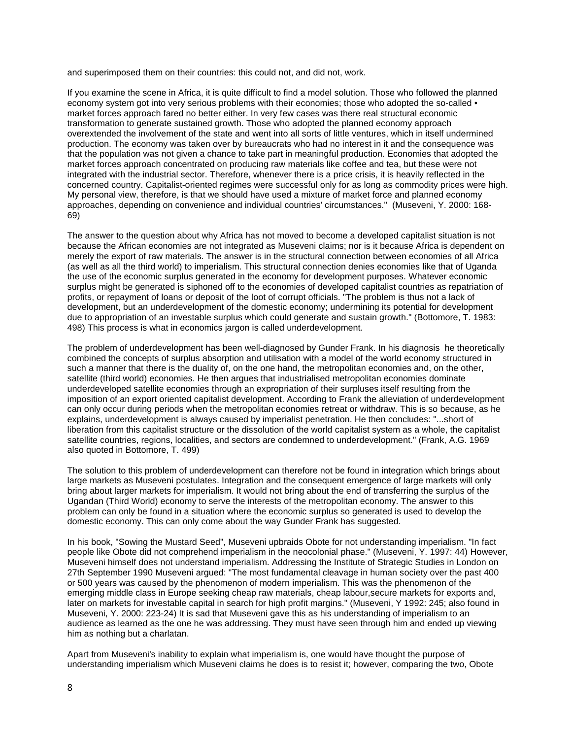and superimposed them on their countries: this could not, and did not, work.

If you examine the scene in Africa, it is quite difficult to find a model solution. Those who followed the planned economy system got into very serious problems with their economies; those who adopted the so-called • market forces approach fared no better either. In very few cases was there real structural economic transformation to generate sustained growth. Those who adopted the planned economy approach overextended the involvement of the state and went into all sorts of little ventures, which in itself undermined production. The economy was taken over by bureaucrats who had no interest in it and the consequence was that the population was not given a chance to take part in meaningful production. Economies that adopted the market forces approach concentrated on producing raw materials like coffee and tea, but these were not integrated with the industrial sector. Therefore, whenever there is a price crisis, it is heavily reflected in the concerned country. Capitalist-oriented regimes were successful only for as long as commodity prices were high. My personal view, therefore, is that we should have used a mixture of market force and planned economy approaches, depending on convenience and individual countries' circumstances." (Museveni, Y. 2000: 168-69)

The answer to the question about why Africa has not moved to become a developed capitalist situation is not because the African economies are not integrated as Museveni claims; nor is it because Africa is dependent on merely the export of raw materials. The answer is in the structural connection between economies of all Africa (as well as all the third world) to imperialism. This structural connection denies economies like that of Uganda the use of the economic surplus generated in the economy for development purposes. Whatever economic surplus might be generated is siphoned off to the economies of developed capitalist countries as repatriation of profits, or repayment of loans or deposit of the loot of corrupt officials. "The problem is thus not a lack of development, but an underdevelopment of the domestic economy; undermining its potential for development due to appropriation of an investable surplus which could generate and sustain growth." (Bottomore, T. 1983: 498) This process is what in economics jargon is called underdevelopment.

The problem of underdevelopment has been well-diagnosed by Gunder Frank. In his diagnosis he theoretically combined the concepts of surplus absorption and utilisation with a model of the world economy structured in such a manner that there is the duality of, on the one hand, the metropolitan economies and, on the other, satellite (third world) economies. He then argues that industrialised metropolitan economies dominate underdeveloped satellite economies through an expropriation of their surpluses itself resulting from the imposition of an export oriented capitalist development. According to Frank the alleviation of underdevelopment can only occur during periods when the metropolitan economies retreat or withdraw. This is so because, as he explains, underdevelopment is always caused by imperialist penetration. He then concludes: "...short of liberation from this capitalist structure or the dissolution of the world capitalist system as a whole, the capitalist satellite countries, regions, localities, and sectors are condemned to underdevelopment." (Frank, A.G. 1969 also quoted in Bottomore, T. 499)

The solution to this problem of underdevelopment can therefore not be found in integration which brings about large markets as Museveni postulates. Integration and the consequent emergence of large markets will only bring about larger markets for imperialism. It would not bring about the end of transferring the surplus of the Ugandan (Third World) economy to serve the interests of the metropolitan economy. The answer to this problem can only be found in a situation where the economic surplus so generated is used to develop the domestic economy. This can only come about the way Gunder Frank has suggested.

In his book, "Sowing the Mustard Seed", Museveni upbraids Obote for not understanding imperialism. "In fact people like Obote did not comprehend imperialism in the neocolonial phase." (Museveni, Y. 1997: 44) However, Museveni himself does not understand imperialism. Addressing the Institute of Strategic Studies in London on 27th September 1990 Museveni argued: "The most fundamental cleavage in human society over the past 400 or 500 years was caused by the phenomenon of modern imperialism. This was the phenomenon of the emerging middle class in Europe seeking cheap raw materials, cheap labour,secure markets for exports and, later on markets for investable capital in search for high profit margins." (Museveni, Y 1992: 245; also found in Museveni, Y. 2000: 223-24) It is sad that Museveni gave this as his understanding of imperialism to an audience as learned as the one he was addressing. They must have seen through him and ended up viewing him as nothing but a charlatan.

Apart from Museveni's inability to explain what imperialism is, one would have thought the purpose of understanding imperialism which Museveni claims he does is to resist it; however, comparing the two, Obote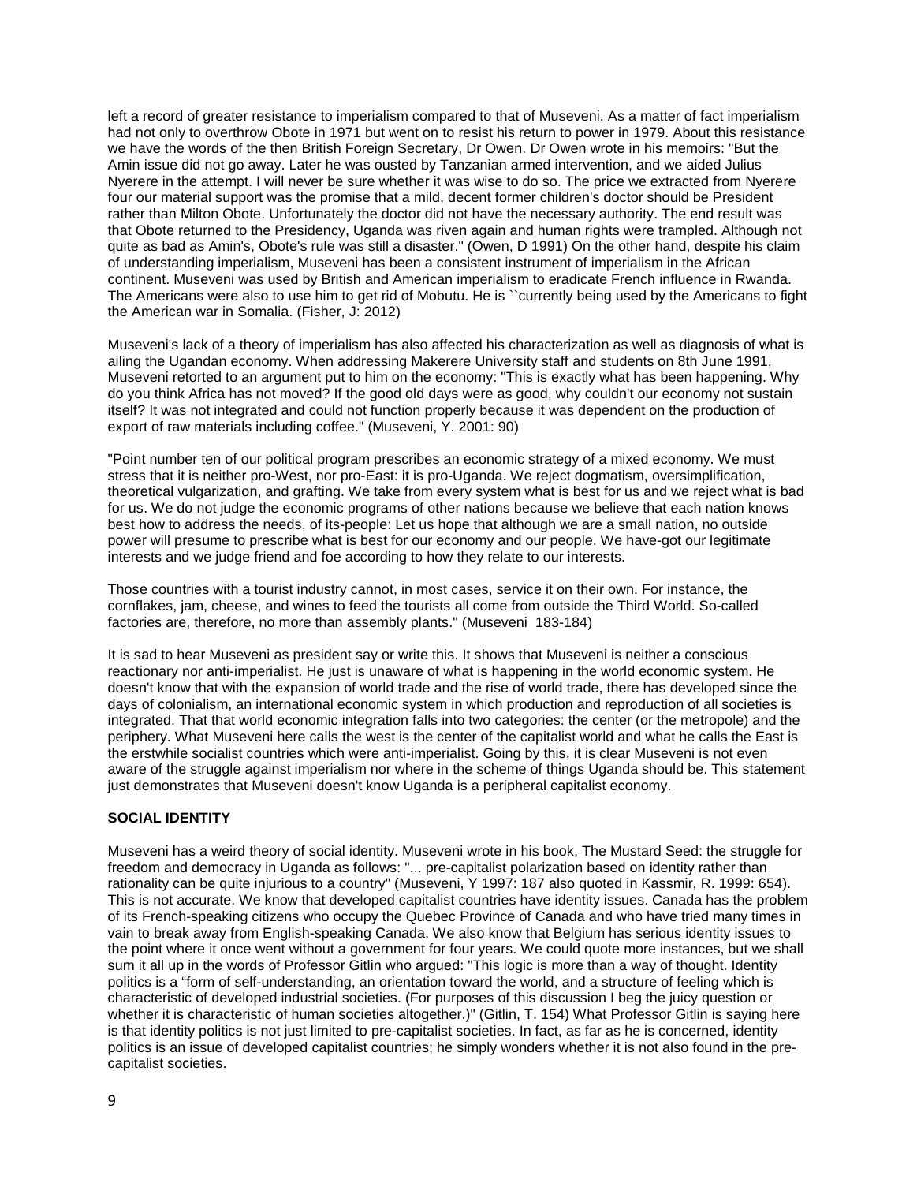left a record of greater resistance to imperialism compared to that of Museveni. As a matter of fact imperialism had not only to overthrow Obote in 1971 but went on to resist his return to power in 1979. About this resistance we have the words of the then British Foreign Secretary, Dr Owen. Dr Owen wrote in his memoirs: "But the Amin issue did not go away. Later he was ousted by Tanzanian armed intervention, and we aided Julius Nyerere in the attempt. I will never be sure whether it was wise to do so. The price we extracted from Nyerere four our material support was the promise that a mild, decent former children's doctor should be President rather than Milton Obote. Unfortunately the doctor did not have the necessary authority. The end result was that Obote returned to the Presidency, Uganda was riven again and human rights were trampled. Although not quite as bad as Amin's, Obote's rule was still a disaster." (Owen, D 1991) On the other hand, despite his claim of understanding imperialism, Museveni has been a consistent instrument of imperialism in the African continent. Museveni was used by British and American imperialism to eradicate French influence in Rwanda. The Americans were also to use him to get rid of Mobutu. He is ``currently being used by the Americans to fight the American war in Somalia. (Fisher, J: 2012)

Museveni's lack of a theory of imperialism has also affected his characterization as well as diagnosis of what is ailing the Ugandan economy. When addressing Makerere University staff and students on 8th June 1991, Museveni retorted to an argument put to him on the economy: "This is exactly what has been happening. Why do you think Africa has not moved? If the good old days were as good, why couldn't our economy not sustain itself? It was not integrated and could not function properly because it was dependent on the production of export of raw materials including coffee." (Museveni, Y. 2001: 90)

"Point number ten of our political program prescribes an economic strategy of a mixed economy. We must stress that it is neither pro-West, nor pro-East: it is pro-Uganda. We reject dogmatism, oversimplification, theoretical vulgarization, and grafting. We take from every system what is best for us and we reject what is bad for us. We do not judge the economic programs of other nations because we believe that each nation knows best how to address the needs, of its-people: Let us hope that although we are a small nation, no outside power will presume to prescribe what is best for our economy and our people. We have-got our legitimate interests and we judge friend and foe according to how they relate to our interests.

Those countries with a tourist industry cannot, in most cases, service it on their own. For instance, the cornflakes, jam, cheese, and wines to feed the tourists all come from outside the Third World. So-called factories are, therefore, no more than assembly plants." (Museveni 183-184)

It is sad to hear Museveni as president say or write this. It shows that Museveni is neither a conscious reactionary nor anti-imperialist. He just is unaware of what is happening in the world economic system. He doesn't know that with the expansion of world trade and the rise of world trade, there has developed since the days of colonialism, an international economic system in which production and reproduction of all societies is integrated. That that world economic integration falls into two categories: the center (or the metropole) and the periphery. What Museveni here calls the west is the center of the capitalist world and what he calls the East is the erstwhile socialist countries which were anti-imperialist. Going by this, it is clear Museveni is not even aware of the struggle against imperialism nor where in the scheme of things Uganda should be. This statement just demonstrates that Museveni doesn't know Uganda is a peripheral capitalist economy.

**SOCIAL IDENTITY**

Museveni has a weird theory of social identity. Museveni wrote in his book, The Mustard Seed: the struggle for freedom and democracy in Uganda as follows: "... pre-capitalist polarization based on identity rather than rationality can be quite injurious to a country" (Museveni, Y 1997: 187 also quoted in Kassmir, R. 1999: 654). This is not accurate. We know that developed capitalist countries have identity issues. Canada has the problem of its French-speaking citizens who occupy the Quebec Province of Canada and who have tried many times in vain to break away from English-speaking Canada. We also know that Belgium has serious identity issues to the point where it once went without a government for four years. We could quote more instances, but we shall sum it all up in the words of Professor Gitlin who argued: "This logic is more than a way of thought. Identity politics is a "form of self-understanding, an orientation toward the world, and a structure of feeling which is characteristic of developed industrial societies. (For purposes of this discussion I beg the juicy question or whether it is characteristic of human societies altogether.)" (Gitlin, T. 154) What Professor Gitlin is saying here is that identity politics is not just limited to pre-capitalist societies. In fact, as far as he is concerned, identity politics is an issue of developed capitalist countries; he simply wonders whether it is not also found in the pre-capitalist societies.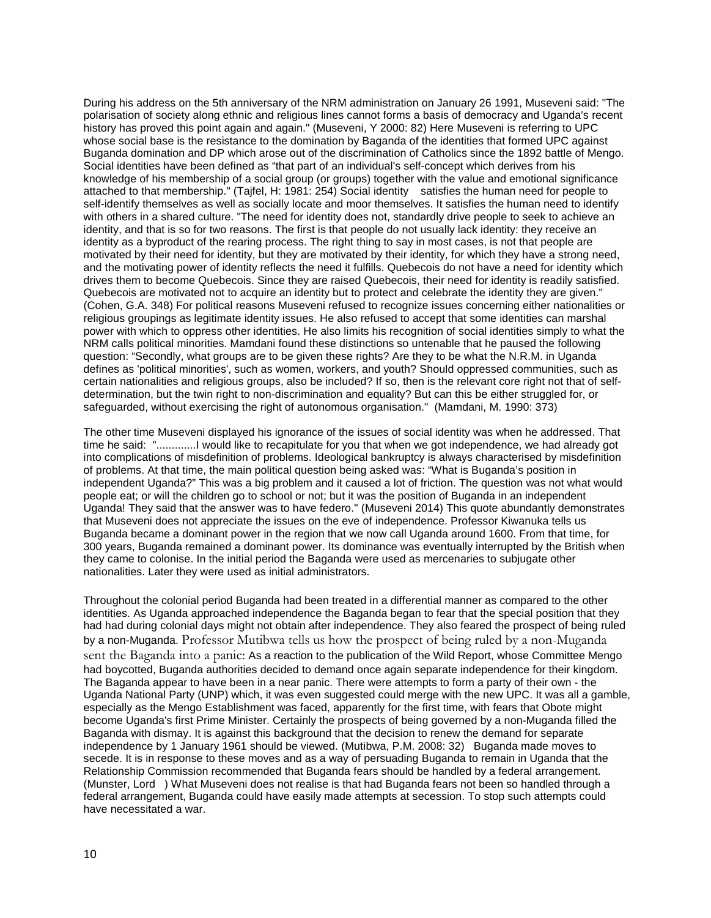During his address on the 5th anniversary of the NRM administration on January 26 1991, Museveni said: "The polarisation of society along ethnic and religious lines cannot forms a basis of democracy and Uganda's recent history has proved this point again and again." (Museveni, Y 2000: 82) Here Museveni is referring to UPC whose social base is the resistance to the domination by Baganda of the identities that formed UPC against Buganda domination and DP which arose out of the discrimination of Catholics since the 1892 battle of Mengo. Social identities have been defined as "that part of an individual's self-concept which derives from his knowledge of his membership of a social group (or groups) together with the value and emotional significance attached to that membership." (Tajfel, H: 1981: 254) Social identity satisfies the human need for people to self-identify themselves as well as socially locate and moor themselves. It satisfies the human need to identify with others in a shared culture. "The need for identity does not, standardly drive people to seek to achieve an identity, and that is so for two reasons. The first is that people do not usually lack identity: they receive an identity as a byproduct of the rearing process. The right thing to say in most cases, is not that people are motivated by their need for identity, but they are motivated by their identity, for which they have a strong need, and the motivating power of identity reflects the need it fulfills. Quebecois do not have a need for identity which drives them to become Quebecois. Since they are raised Quebecois, their need for identity is readily satisfied. Quebecois are motivated not to acquire an identity but to protect and celebrate the identity they are given." (Cohen, G.A. 348) For political reasons Museveni refused to recognize issues concerning either nationalities or religious groupings as legitimate identity issues. He also refused to accept that some identities can marshal power with which to oppress other identities. He also limits his recognition of social identities simply to what the NRM calls political minorities. Mamdani found these distinctions so untenable that he paused the following question: "Secondly, what groups are to be given these rights? Are they to be what the N.R.M. in Uganda defines as 'political minorities', such as women, workers, and youth? Should oppressed communities, such as certain nationalities and religious groups, also be included? If so, then is the relevant core right not that of self-determination, but the twin right to non-discrimination and equality? But can this be either struggled for, or safeguarded, without exercising the right of autonomous organisation." (Mamdani, M. 1990: 373)

The other time Museveni displayed his ignorance of the issues of social identity was when he addressed. That time he said: ".............I would like to recapitulate for you that when we got independence, we had already got into complications of misdefinition of problems. Ideological bankruptcy is always characterised by misdefinition of problems. At that time, the main political question being asked was: "What is Buganda's position in independent Uganda?" This was a big problem and it caused a lot of friction. The question was not what would people eat; or will the children go to school or not; but it was the position of Buganda in an independent Uganda! They said that the answer was to have federo." (Museveni 2014) This quote abundantly demonstrates that Museveni does not appreciate the issues on the eve of independence. Professor Kiwanuka tells us Buganda became a dominant power in the region that we now call Uganda around 1600. From that time, for 300 years, Buganda remained a dominant power. Its dominance was eventually interrupted by the British when they came to colonise. In the initial period the Baganda were used as mercenaries to subjugate other nationalities. Later they were used as initial administrators.

Throughout the colonial period Buganda had been treated in a differential manner as compared to the other identities. As Uganda approached independence the Baganda began to fear that the special position that they had had during colonial days might not obtain after independence. They also feared the prospect of being ruled by a non-Muganda. Professor Mutibwa tells us how the prospect of being ruled by a non-Muganda sent the Baganda into a panic: As a reaction to the publication of the Wild Report, whose Committee Mengo had boycotted, Buganda authorities decided to demand once again separate independence for their kingdom. The Baganda appear to have been in a near panic. There were attempts to form a party of their own - the Uganda National Party (UNP) which, it was even suggested could merge with the new UPC. It was all a gamble, especially as the Mengo Establishment was faced, apparently for the first time, with fears that Obote might become Uganda's first Prime Minister. Certainly the prospects of being governed by a non-Muganda filled the Baganda with dismay. It is against this background that the decision to renew the demand for separate independence by 1 January 1961 should be viewed. (Mutibwa, P.M. 2008: 32) Buganda made moves to secede. It is in response to these moves and as a way of persuading Buganda to remain in Uganda that the Relationship Commission recommended that Buganda fears should be handled by a federal arrangement. (Munster, Lord ) What Museveni does not realise is that had Buganda fears not been so handled through a federal arrangement, Buganda could have easily made attempts at secession. To stop such attempts could have necessitated a war.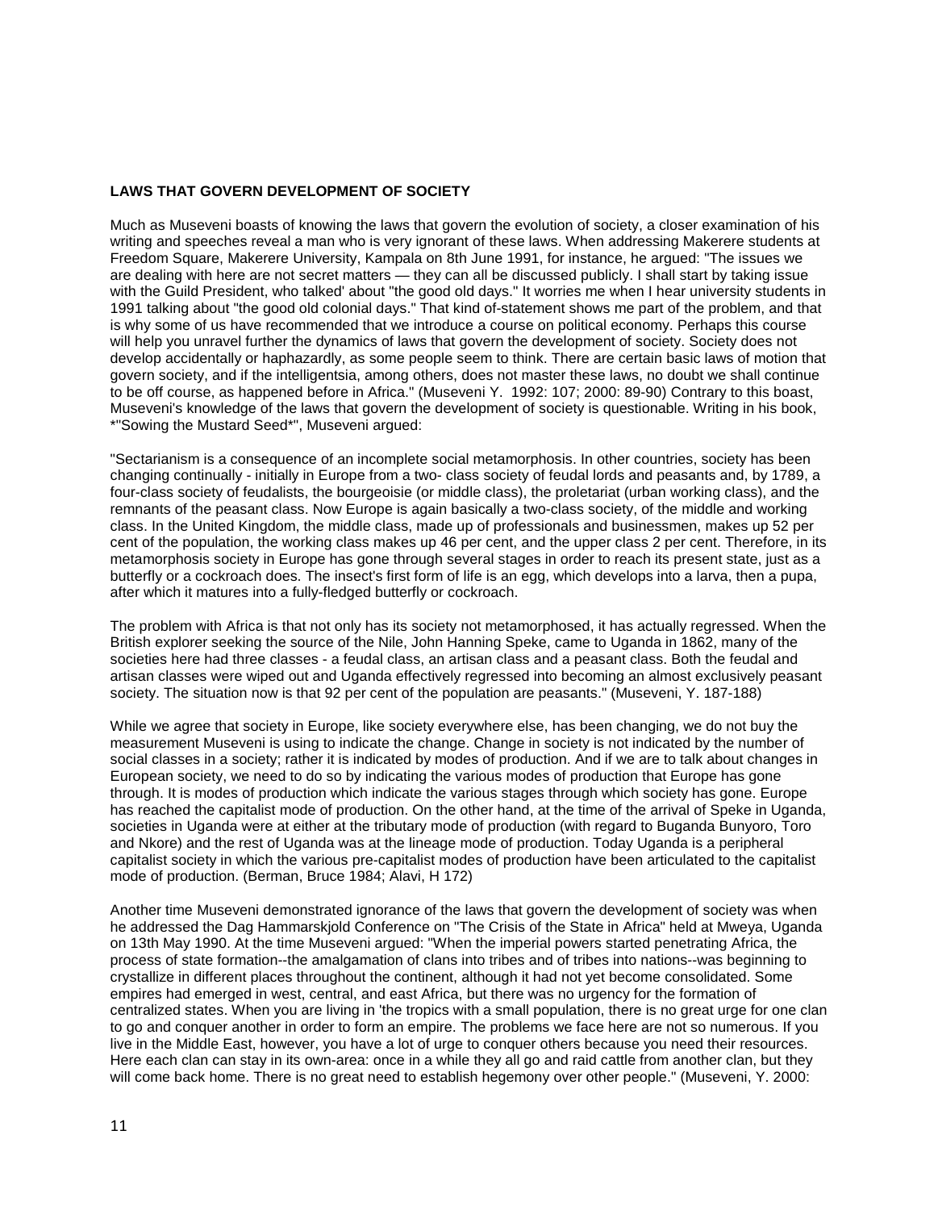**LAWS THAT GOVERN DEVELOPMENT OF SOCIETY**

Much as Museveni boasts of knowing the laws that govern the evolution of society, a closer examination of his writing and speeches reveal a man who is very ignorant of these laws. When addressing Makerere students at Freedom Square, Makerere University, Kampala on 8th June 1991, for instance, he argued: "The issues we are dealing with here are not secret matters — they can all be discussed publicly. I shall start by taking issue with the Guild President, who talked' about "the good old days." It worries me when I hear university students in 1991 talking about "the good old colonial days." That kind of-statement shows me part of the problem, and that is why some of us have recommended that we introduce a course on political economy. Perhaps this course will help you unravel further the dynamics of laws that govern the development of society. Society does not develop accidentally or haphazardly, as some people seem to think. There are certain basic laws of motion that govern society, and if the intelligentsia, among others, does not master these laws, no doubt we shall continue to be off course, as happened before in Africa." (Museveni Y. 1992: 107; 2000: 89-90) Contrary to this boast, Museveni's knowledge of the laws that govern the development of society is questionable. Writing in his book, *"Sowing the Mustard Seed*", Museveni argued:

"Sectarianism is a consequence of an incomplete social metamorphosis. In other countries, society has been changing continually - initially in Europe from a two- class society of feudal lords and peasants and, by 1789, a four-class society of feudalists, the bourgeoisie (or middle class), the proletariat (urban working class), and the remnants of the peasant class. Now Europe is again basically a two-class society, of the middle and working class. In the United Kingdom, the middle class, made up of professionals and businessmen, makes up 52 per cent of the population, the working class makes up 46 per cent, and the upper class 2 per cent. Therefore, in its metamorphosis society in Europe has gone through several stages in order to reach its present state, just as a butterfly or a cockroach does. The insect's first form of life is an egg, which develops into a larva, then a pupa, after which it matures into a fully-fledged butterfly or cockroach.

The problem with Africa is that not only has its society not metamorphosed, it has actually regressed. When the British explorer seeking the source of the Nile, John Hanning Speke, came to Uganda in 1862, many of the societies here had three classes - a feudal class, an artisan class and a peasant class. Both the feudal and artisan classes were wiped out and Uganda effectively regressed into becoming an almost exclusively peasant society. The situation now is that 92 per cent of the population are peasants." (Museveni, Y. 187-188)

While we agree that society in Europe, like society everywhere else, has been changing, we do not buy the measurement Museveni is using to indicate the change. Change in society is not indicated by the number of social classes in a society; rather it is indicated by modes of production. And if we are to talk about changes in European society, we need to do so by indicating the various modes of production that Europe has gone through. It is modes of production which indicate the various stages through which society has gone. Europe has reached the capitalist mode of production. On the other hand, at the time of the arrival of Speke in Uganda, societies in Uganda were at either at the tributary mode of production (with regard to Buganda Bunyoro, Toro and Nkore) and the rest of Uganda was at the lineage mode of production. Today Uganda is a peripheral capitalist society in which the various pre-capitalist modes of production have been articulated to the capitalist mode of production. (Berman, Bruce 1984; Alavi, H 172)

Another time Museveni demonstrated ignorance of the laws that govern the development of society was when he addressed the Dag Hammarskjold Conference on "The Crisis of the State in Africa" held at Mweya, Uganda on 13th May 1990. At the time Museveni argued: "When the imperial powers started penetrating Africa, the process of state formation--the amalgamation of clans into tribes and of tribes into nations--was beginning to crystallize in different places throughout the continent, although it had not yet become consolidated. Some empires had emerged in west, central, and east Africa, but there was no urgency for the formation of centralized states. When you are living in 'the tropics with a small population, there is no great urge for one clan to go and conquer another in order to form an empire. The problems we face here are not so numerous. If you live in the Middle East, however, you have a lot of urge to conquer others because you need their resources. Here each clan can stay in its own-area: once in a while they all go and raid cattle from another clan, but they will come back home. There is no great need to establish hegemony over other people." (Museveni, Y. 2000: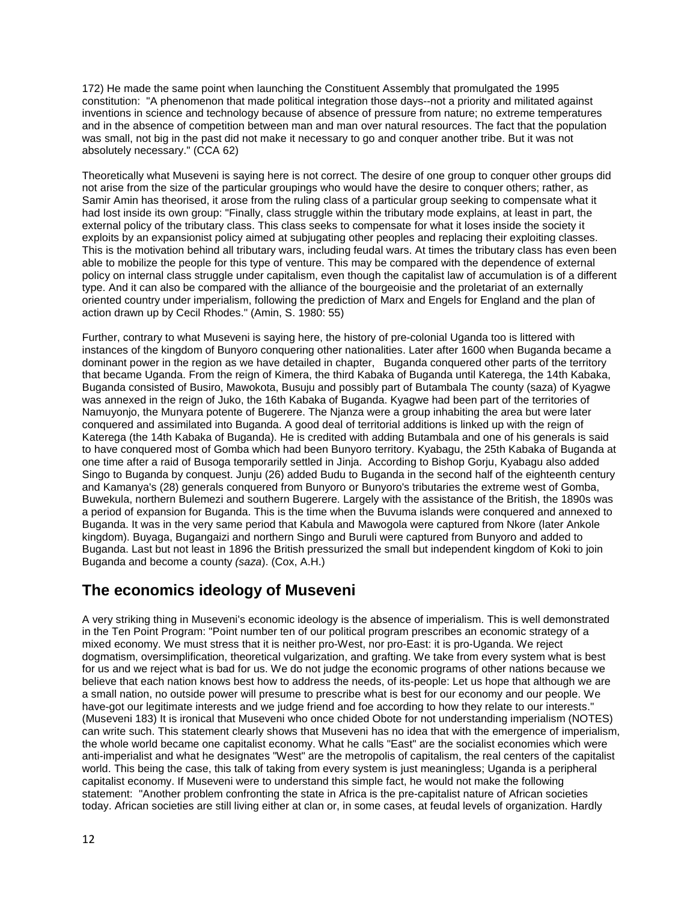172) He made the same point when launching the Constituent Assembly that promulgated the 1995 constitution: "A phenomenon that made political integration those days--not a priority and militated against inventions in science and technology because of absence of pressure from nature; no extreme temperatures and in the absence of competition between man and man over natural resources. The fact that the population was small, not big in the past did not make it necessary to go and conquer another tribe. But it was not absolutely necessary." (CCA 62)

Theoretically what Museveni is saying here is not correct. The desire of one group to conquer other groups did not arise from the size of the particular groupings who would have the desire to conquer others; rather, as Samir Amin has theorised, it arose from the ruling class of a particular group seeking to compensate what it had lost inside its own group: "Finally, class struggle within the tributary mode explains, at least in part, the external policy of the tributary class. This class seeks to compensate for what it loses inside the society it exploits by an expansionist policy aimed at subjugating other peoples and replacing their exploiting classes. This is the motivation behind all tributary wars, including feudal wars. At times the tributary class has even been able to mobilize the people for this type of venture. This may be compared with the dependence of external policy on internal class struggle under capitalism, even though the capitalist law of accumulation is of a different type. And it can also be compared with the alliance of the bourgeoisie and the proletariat of an externally oriented country under imperialism, following the prediction of Marx and Engels for England and the plan of action drawn up by Cecil Rhodes." (Amin, S. 1980: 55)

Further, contrary to what Museveni is saying here, the history of pre-colonial Uganda too is littered with instances of the kingdom of Bunyoro conquering other nationalities. Later after 1600 when Buganda became a dominant power in the region as we have detailed in chapter, Buganda conquered other parts of the territory that became Uganda. From the reign of Kimera, the third Kabaka of Buganda until Katerega, the 14th Kabaka, Buganda consisted of Busiro, Mawokota, Busuju and possibly part of Butambala The county (saza) of Kyagwe was annexed in the reign of Juko, the 16th Kabaka of Buganda. Kyagwe had been part of the territories of Namuyonjo, the Munyara potente of Bugerere. The Njanza were a group inhabiting the area but were later conquered and assimilated into Buganda. A good deal of territorial additions is linked up with the reign of Katerega (the 14th Kabaka of Buganda). He is credited with adding Butambala and one of his generals is said to have conquered most of Gomba which had been Bunyoro territory. Kyabagu, the 25th Kabaka of Buganda at one time after a raid of Busoga temporarily settled in Jinja. According to Bishop Gorju, Kyabagu also added Singo to Buganda by conquest. Junju (26) added Budu to Buganda in the second half of the eighteenth century and Kamanya's (28) generals conquered from Bunyoro or Bunyoro's tributaries the extreme west of Gomba, Buwekula, northern Bulemezi and southern Bugerere. Largely with the assistance of the British, the 1890s was a period of expansion for Buganda. This is the time when the Buvuma islands were conquered and annexed to Buganda. It was in the very same period that Kabula and Mawogola were captured from Nkore (later Ankole kingdom). Buyaga, Bugangaizi and northern Singo and Buruli were captured from Bunyoro and added to Buganda. Last but not least in 1896 the British pressurized the small but independent kingdom of Koki to join Buganda and become a county *(saza)*. (Cox, A.H.)

## The economics ideology of Museveni

A very striking thing in Museveni's economic ideology is the absence of imperialism. This is well demonstrated in the Ten Point Program: "Point number ten of our political program prescribes an economic strategy of a mixed economy. We must stress that it is neither pro-West, nor pro-East: it is pro-Uganda. We reject dogmatism, oversimplification, theoretical vulgarization, and grafting. We take from every system what is best for us and we reject what is bad for us. We do not judge the economic programs of other nations because we believe that each nation knows best how to address the needs, of its-people: Let us hope that although we are a small nation, no outside power will presume to prescribe what is best for our economy and our people. We have-got our legitimate interests and we judge friend and foe according to how they relate to our interests." (Museveni 183) It is ironical that Museveni who once chided Obote for not understanding imperialism (NOTES) can write such. This statement clearly shows that Museveni has no idea that with the emergence of imperialism, the whole world became one capitalist economy. What he calls "East" are the socialist economies which were anti-imperialist and what he designates "West" are the metropolis of capitalism, the real centers of the capitalist world. This being the case, this talk of taking from every system is just meaningless; Uganda is a peripheral capitalist economy. If Museveni were to understand this simple fact, he would not make the following statement: "Another problem confronting the state in Africa is the pre-capitalist nature of African societies today. African societies are still living either at clan or, in some cases, at feudal levels of organization. Hardly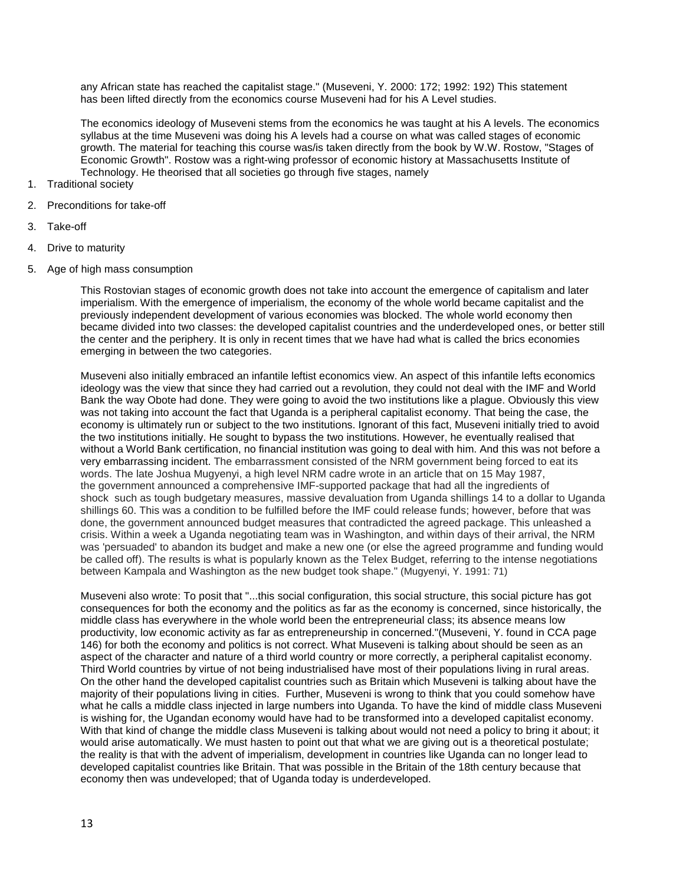any African state has reached the capitalist stage." (Museveni, Y. 2000: 172; 1992: 192) This statement has been lifted directly from the economics course Museveni had for his A Level studies.

The economics ideology of Museveni stems from the economics he was taught at his A levels. The economics syllabus at the time Museveni was doing his A levels had a course on what was called stages of economic growth. The material for teaching this course was/is taken directly from the book by W.W. Rostow, "Stages of Economic Growth". Rostow was a right-wing professor of economic history at Massachusetts Institute of Technology. He theorised that all societies go through five stages, namely

1. Traditional society
2. Preconditions for take-off
3. Take-off
4. Drive to maturity
5. Age of high mass consumption

This Rostovian stages of economic growth does not take into account the emergence of capitalism and later imperialism. With the emergence of imperialism, the economy of the whole world became capitalist and the previously independent development of various economies was blocked. The whole world economy then became divided into two classes: the developed capitalist countries and the underdeveloped ones, or better still the center and the periphery. It is only in recent times that we have had what is called the brics economies emerging in between the two categories.

Museveni also initially embraced an infantile leftist economics view. An aspect of this infantile lefts economics ideology was the view that since they had carried out a revolution, they could not deal with the IMF and World Bank the way Obote had done. They were going to avoid the two institutions like a plague. Obviously this view was not taking into account the fact that Uganda is a peripheral capitalist economy. That being the case, the economy is ultimately run or subject to the two institutions. Ignorant of this fact, Museveni initially tried to avoid the two institutions initially. He sought to bypass the two institutions. However, he eventually realised that without a World Bank certification, no financial institution was going to deal with him. And this was not before a very embarrassing incident. The embarrassment consisted of the NRM government being forced to eat its words. The late Joshua Mugyenyi, a high level NRM cadre wrote in an article that on 15 May 1987, the government announced a comprehensive IMF-supported package that had all the ingredients of shock such as tough budgetary measures, massive devaluation from Uganda shillings 14 to a dollar to Uganda shillings 60. This was a condition to be fulfilled before the IMF could release funds; however, before that was done, the government announced budget measures that contradicted the agreed package. This unleashed a crisis. Within a week a Uganda negotiating team was in Washington, and within days of their arrival, the NRM was 'persuaded' to abandon its budget and make a new one (or else the agreed programme and funding would be called off). The results is what is popularly known as the Telex Budget, referring to the intense negotiations between Kampala and Washington as the new budget took shape." (Mugyenyi, Y. 1991: 71)

Museveni also wrote: To posit that "...this social configuration, this social structure, this social picture has got consequences for both the economy and the politics as far as the economy is concerned, since historically, the middle class has everywhere in the whole world been the entrepreneurial class; its absence means low productivity, low economic activity as far as entrepreneurship in concerned."(Museveni, Y. found in CCA page 146) for both the economy and politics is not correct. What Museveni is talking about should be seen as an aspect of the character and nature of a third world country or more correctly, a peripheral capitalist economy. Third World countries by virtue of not being industrialised have most of their populations living in rural areas. On the other hand the developed capitalist countries such as Britain which Museveni is talking about have the majority of their populations living in cities. Further, Museveni is wrong to think that you could somehow have what he calls a middle class injected in large numbers into Uganda. To have the kind of middle class Museveni is wishing for, the Ugandan economy would have had to be transformed into a developed capitalist economy. With that kind of change the middle class Museveni is talking about would not need a policy to bring it about; it would arise automatically. We must hasten to point out that what we are giving out is a theoretical postulate; the reality is that with the advent of imperialism, development in countries like Uganda can no longer lead to developed capitalist countries like Britain. That was possible in the Britain of the 18th century because that economy then was undeveloped; that of Uganda today is underdeveloped.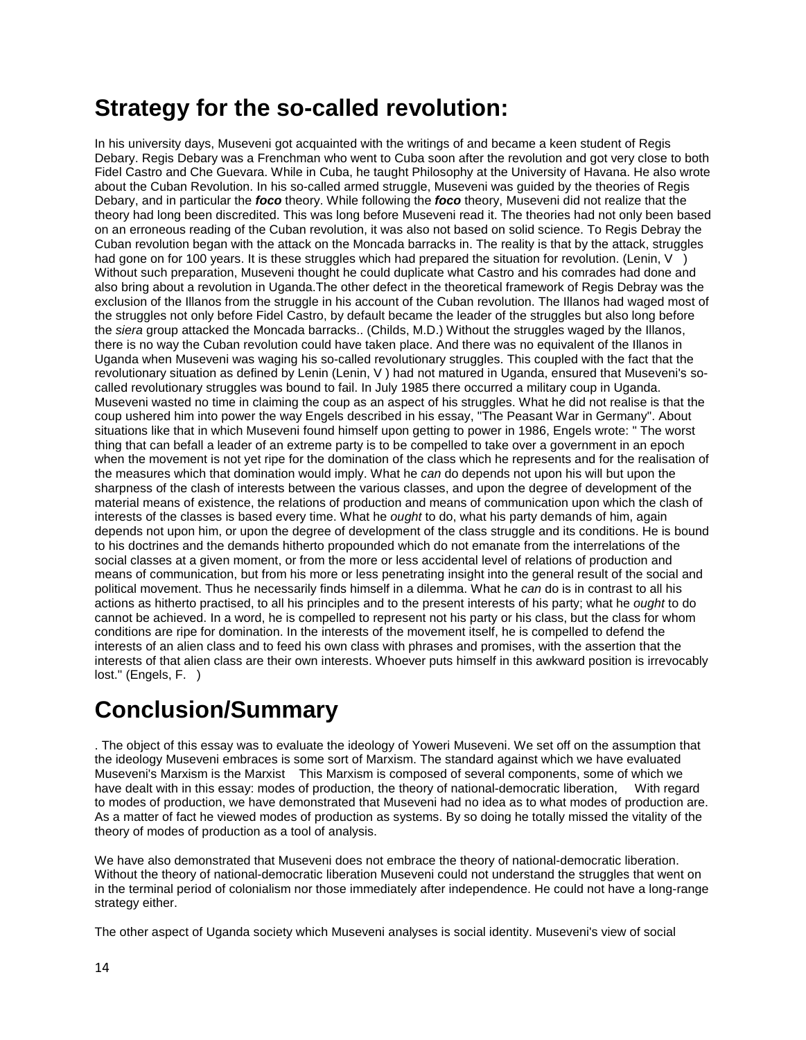## Strategy for the so-called revolution:

In his university days, Museveni got acquainted with the writings of and became a keen student of Regis Debary. Regis Debary was a Frenchman who went to Cuba soon after the revolution and got very close to both Fidel Castro and Che Guevara. While in Cuba, he taught Philosophy at the University of Havana. He also wrote about the Cuban Revolution. In his so-called armed struggle, Museveni was guided by the theories of Regis Debary, and in particular the ***foco*** theory. While following the ***foco*** theory, Museveni did not realize that the theory had long been discredited. This was long before Museveni read it. The theories had not only been based on an erroneous reading of the Cuban revolution, it was also not based on solid science. To Regis Debray the Cuban revolution began with the attack on the Moncada barracks in. The reality is that by the attack, struggles had gone on for 100 years. It is these struggles which had prepared the situation for revolution. (Lenin, V ) Without such preparation, Museveni thought he could duplicate what Castro and his comrades had done and also bring about a revolution in Uganda.The other defect in the theoretical framework of Regis Debray was the exclusion of the Illanos from the struggle in his account of the Cuban revolution. The Illanos had waged most of the struggles not only before Fidel Castro, by default became the leader of the struggles but also long before the *siera* group attacked the Moncada barracks.. (Childs, M.D.) Without the struggles waged by the Illanos, there is no way the Cuban revolution could have taken place. And there was no equivalent of the Illanos in Uganda when Museveni was waging his so-called revolutionary struggles. This coupled with the fact that the revolutionary situation as defined by Lenin (Lenin, V ) had not matured in Uganda, ensured that Museveni's so-called revolutionary struggles was bound to fail. In July 1985 there occurred a military coup in Uganda. Museveni wasted no time in claiming the coup as an aspect of his struggles. What he did not realise is that the coup ushered him into power the way Engels described in his essay, "The Peasant War in Germany". About situations like that in which Museveni found himself upon getting to power in 1986, Engels wrote: " The worst thing that can befall a leader of an extreme party is to be compelled to take over a government in an epoch when the movement is not yet ripe for the domination of the class which he represents and for the realisation of the measures which that domination would imply. What he *can* do depends not upon his will but upon the sharpness of the clash of interests between the various classes, and upon the degree of development of the material means of existence, the relations of production and means of communication upon which the clash of interests of the classes is based every time. What he *ought* to do, what his party demands of him, again depends not upon him, or upon the degree of development of the class struggle and its conditions. He is bound to his doctrines and the demands hitherto propounded which do not emanate from the interrelations of the social classes at a given moment, or from the more or less accidental level of relations of production and means of communication, but from his more or less penetrating insight into the general result of the social and political movement. Thus he necessarily finds himself in a dilemma. What he *can* do is in contrast to all his actions as hitherto practised, to all his principles and to the present interests of his party; what he *ought* to do cannot be achieved. In a word, he is compelled to represent not his party or his class, but the class for whom conditions are ripe for domination. In the interests of the movement itself, he is compelled to defend the interests of an alien class and to feed his own class with phrases and promises, with the assertion that the interests of that alien class are their own interests. Whoever puts himself in this awkward position is irrevocably lost." (Engels, F. )

# Conclusion/Summary

. The object of this essay was to evaluate the ideology of Yoweri Museveni. We set off on the assumption that the ideology Museveni embraces is some sort of Marxism. The standard against which we have evaluated Museveni's Marxism is the Marxist This Marxism is composed of several components, some of which we have dealt with in this essay: modes of production, the theory of national-democratic liberation, With regard to modes of production, we have demonstrated that Museveni had no idea as to what modes of production are. As a matter of fact he viewed modes of production as systems. By so doing he totally missed the vitality of the theory of modes of production as a tool of analysis.

We have also demonstrated that Museveni does not embrace the theory of national-democratic liberation. Without the theory of national-democratic liberation Museveni could not understand the struggles that went on in the terminal period of colonialism nor those immediately after independence. He could not have a long-range strategy either.

The other aspect of Uganda society which Museveni analyses is social identity. Museveni's view of social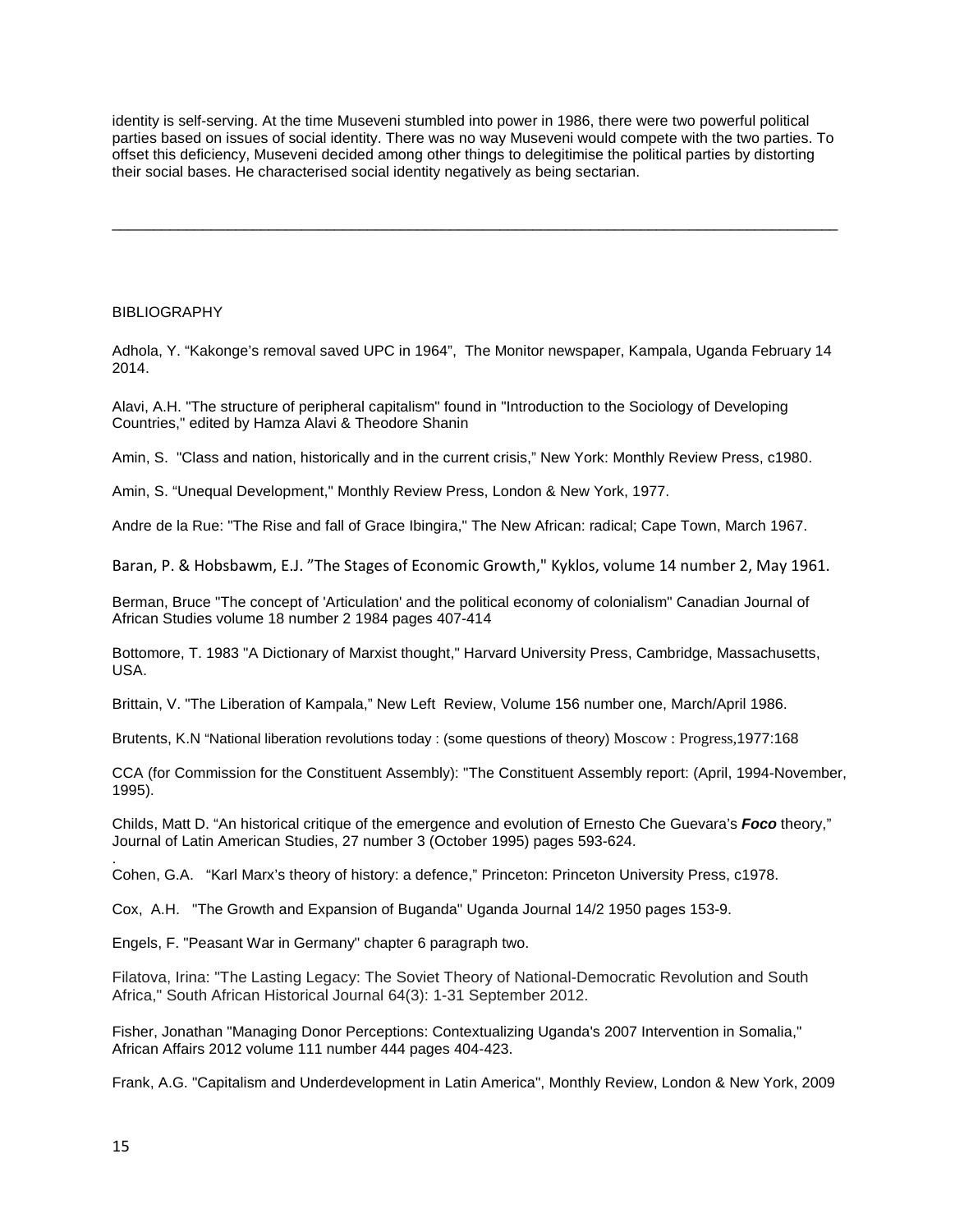identity is self-serving. At the time Museveni stumbled into power in 1986, there were two powerful political parties based on issues of social identity. There was no way Museveni would compete with the two parties. To offset this deficiency, Museveni decided among other things to delegitimise the political parties by distorting their social bases. He characterised social identity negatively as being sectarian.

---

BIBLIOGRAPHY

Adhola, Y. "Kakonge's removal saved UPC in 1964", The Monitor newspaper, Kampala, Uganda February 14 2014.

Alavi, A.H. "The structure of peripheral capitalism" found in "Introduction to the Sociology of Developing Countries," edited by Hamza Alavi & Theodore Shanin

Amin, S. "Class and nation, historically and in the current crisis," New York: Monthly Review Press, c1980.

Amin, S. "Unequal Development," Monthly Review Press, London & New York, 1977.

Andre de la Rue: "The Rise and fall of Grace Ibingira," The New African: radical; Cape Town, March 1967.

Baran, P. & Hobsbawm, E.J. "The Stages of Economic Growth," Kyklos, volume 14 number 2, May 1961.

Berman, Bruce "The concept of 'Articulation' and the political economy of colonialism" Canadian Journal of African Studies volume 18 number 2 1984 pages 407-414

Bottomore, T. 1983 "A Dictionary of Marxist thought," Harvard University Press, Cambridge, Massachusetts, USA.

Brittain, V. "The Liberation of Kampala," New Left Review, Volume 156 number one, March/April 1986.

Brutents, K.N "National liberation revolutions today : (some questions of theory) Moscow : Progress,1977:168

CCA (for Commission for the Constituent Assembly): "The Constituent Assembly report: (April, 1994-November, 1995).

Childs, Matt D. "An historical critique of the emergence and evolution of Ernesto Che Guevara's ***Foco*** theory," Journal of Latin American Studies, 27 number 3 (October 1995) pages 593-624.

Cohen, G.A. "Karl Marx's theory of history: a defence," Princeton: Princeton University Press, c1978.

Cox, A.H. "The Growth and Expansion of Buganda" Uganda Journal 14/2 1950 pages 153-9.

Engels, F. "Peasant War in Germany" chapter 6 paragraph two.

Filatova, Irina: "The Lasting Legacy: The Soviet Theory of National-Democratic Revolution and South Africa," South African Historical Journal 64(3): 1-31 September 2012.

Fisher, Jonathan "Managing Donor Perceptions: Contextualizing Uganda's 2007 Intervention in Somalia," African Affairs 2012 volume 111 number 444 pages 404-423.

Frank, A.G. "Capitalism and Underdevelopment in Latin America", Monthly Review, London & New York, 2009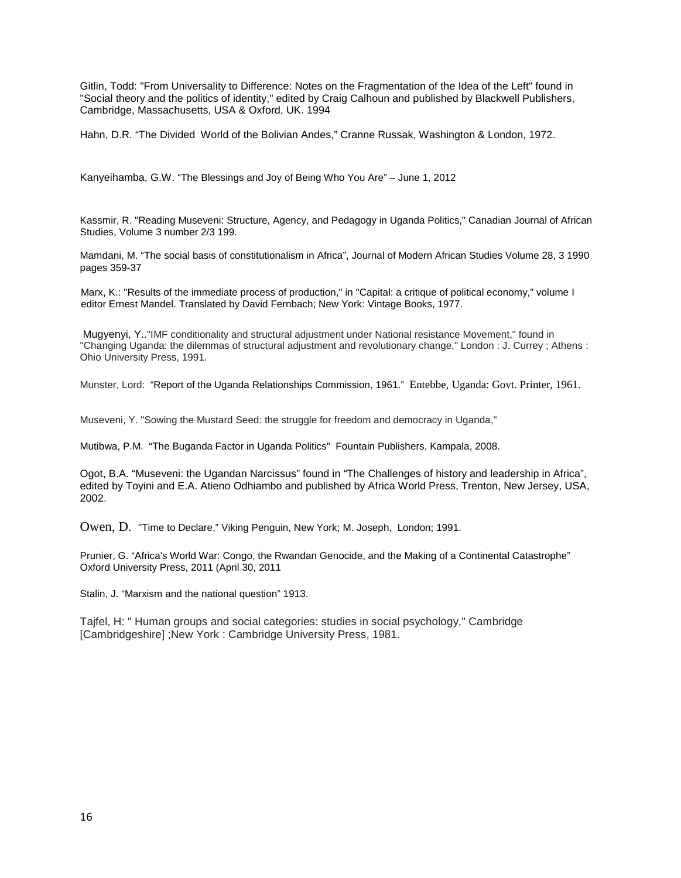Gitlin, Todd: "From Universality to Difference: Notes on the Fragmentation of the Idea of the Left" found in "Social theory and the politics of identity," edited by Craig Calhoun and published by Blackwell Publishers, Cambridge, Massachusetts, USA & Oxford, UK. 1994

Hahn, D.R. "The Divided World of the Bolivian Andes," Cranne Russak, Washington & London, 1972.

Kanyeihamba, G.W. "The Blessings and Joy of Being Who You Are" – June 1, 2012

Kassmir, R. "Reading Museveni: Structure, Agency, and Pedagogy in Uganda Politics," Canadian Journal of African Studies, Volume 3 number 2/3 199.

Mamdani, M. "The social basis of constitutionalism in Africa", Journal of Modern African Studies Volume 28, 3 1990 pages 359-37

Marx, K.: "Results of the immediate process of production," in "Capital: a critique of political economy," volume I editor Ernest Mandel. Translated by David Fernbach; New York: Vintage Books, 1977.

Mugyenyi, Y.."IMF conditionality and structural adjustment under National resistance Movement," found in "Changing Uganda: the dilemmas of structural adjustment and revolutionary change," London : J. Currey ; Athens : Ohio University Press, 1991.

Munster, Lord: "Report of the Uganda Relationships Commission, 1961." Entebbe, Uganda: Govt. Printer, 1961.

Museveni, Y. "Sowing the Mustard Seed: the struggle for freedom and democracy in Uganda,"

Mutibwa, P.M. "The Buganda Factor in Uganda Politics" Fountain Publishers, Kampala, 2008.

Ogot, B.A. "Museveni: the Ugandan Narcissus" found in "The Challenges of history and leadership in Africa", edited by Toyini and E.A. Atieno Odhiambo and published by Africa World Press, Trenton, New Jersey, USA, 2002.

Owen, D. "Time to Declare," Viking Penguin, New York; M. Joseph, London; 1991.

Prunier, G. "Africa's World War: Congo, the Rwandan Genocide, and the Making of a Continental Catastrophe" Oxford University Press, 2011 (April 30, 2011

Stalin, J. "Marxism and the national question" 1913.

Tajfel, H: " Human groups and social categories: studies in social psychology," Cambridge [Cambridgeshire] ;New York : Cambridge University Press, 1981.